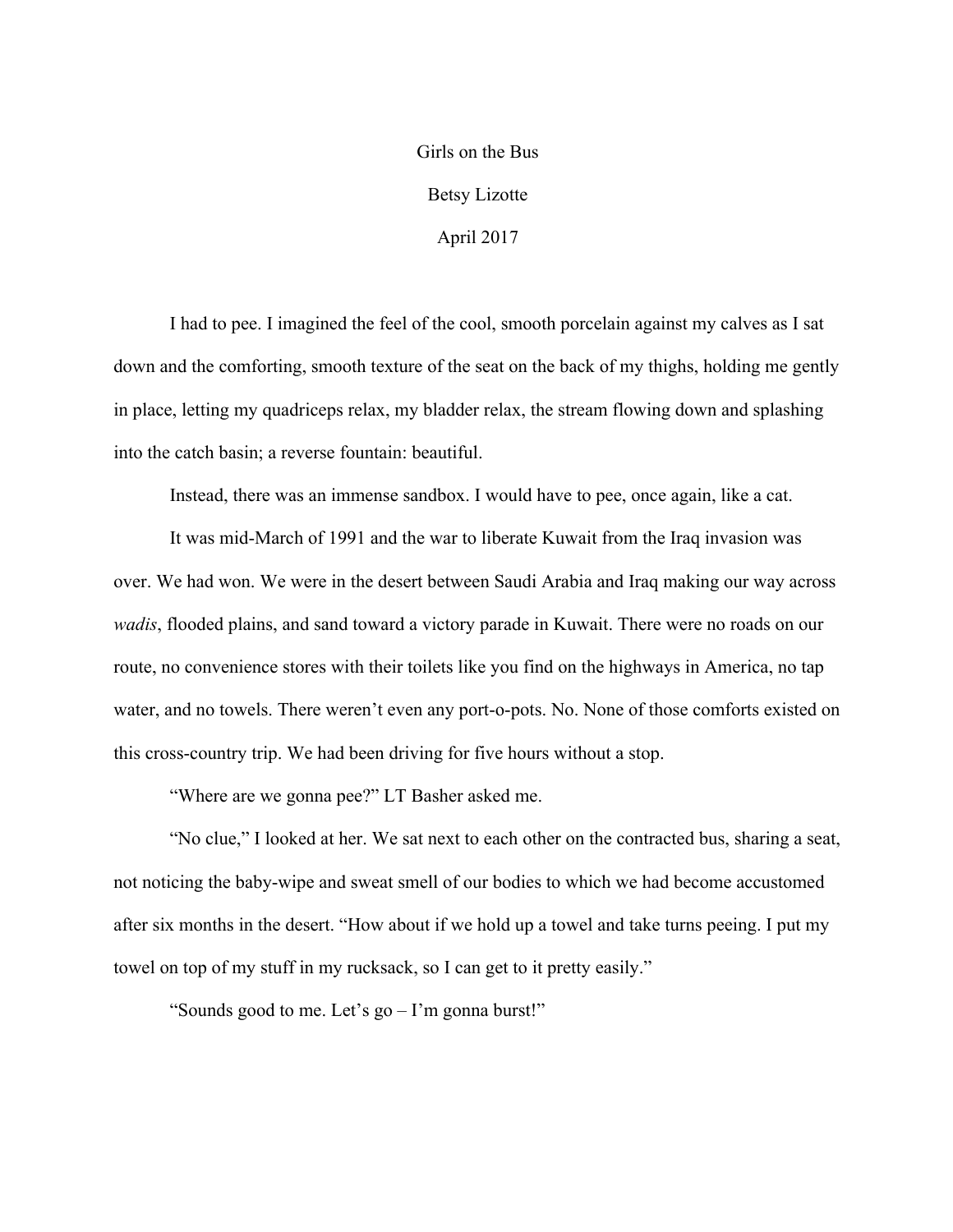# Girls on the Bus

Betsy Lizotte

April 2017

I had to pee. I imagined the feel of the cool, smooth porcelain against my calves as I sat down and the comforting, smooth texture of the seat on the back of my thighs, holding me gently in place, letting my quadriceps relax, my bladder relax, the stream flowing down and splashing into the catch basin; a reverse fountain: beautiful.

Instead, there was an immense sandbox. I would have to pee, once again, like a cat.

It was mid-March of 1991 and the war to liberate Kuwait from the Iraq invasion was over. We had won. We were in the desert between Saudi Arabia and Iraq making our way across *wadis*, flooded plains, and sand toward a victory parade in Kuwait. There were no roads on our route, no convenience stores with their toilets like you find on the highways in America, no tap water, and no towels. There weren't even any port-o-pots. No. None of those comforts existed on this cross-country trip. We had been driving for five hours without a stop.

"Where are we gonna pee?" LT Basher asked me.

"No clue," I looked at her. We sat next to each other on the contracted bus, sharing a seat, not noticing the baby-wipe and sweat smell of our bodies to which we had become accustomed after six months in the desert. "How about if we hold up a towel and take turns peeing. I put my towel on top of my stuff in my rucksack, so I can get to it pretty easily."

"Sounds good to me. Let's go – I'm gonna burst!"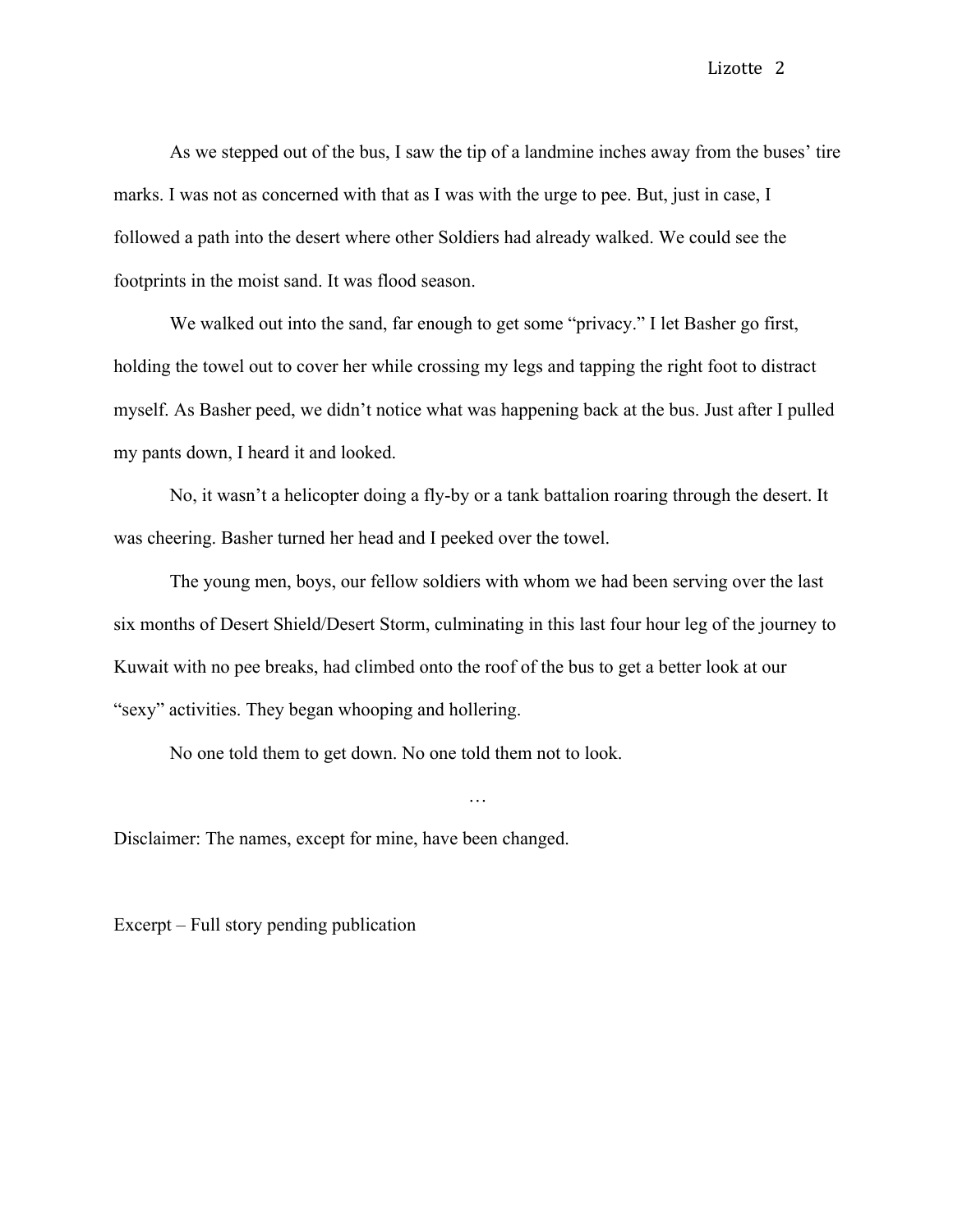As we stepped out of the bus, I saw the tip of a landmine inches away from the buses' tire marks. I was not as concerned with that as I was with the urge to pee. But, just in case, I followed a path into the desert where other Soldiers had already walked. We could see the footprints in the moist sand. It was flood season.

We walked out into the sand, far enough to get some "privacy." I let Basher go first, holding the towel out to cover her while crossing my legs and tapping the right foot to distract myself. As Basher peed, we didn't notice what was happening back at the bus. Just after I pulled my pants down, I heard it and looked.

No, it wasn't a helicopter doing a fly-by or a tank battalion roaring through the desert. It was cheering. Basher turned her head and I peeked over the towel.

The young men, boys, our fellow soldiers with whom we had been serving over the last six months of Desert Shield/Desert Storm, culminating in this last four hour leg of the journey to Kuwait with no pee breaks, had climbed onto the roof of the bus to get a better look at our "sexy" activities. They began whooping and hollering.

No one told them to get down. No one told them not to look.

…

Disclaimer: The names, except for mine, have been changed.

Excerpt – Full story pending publication